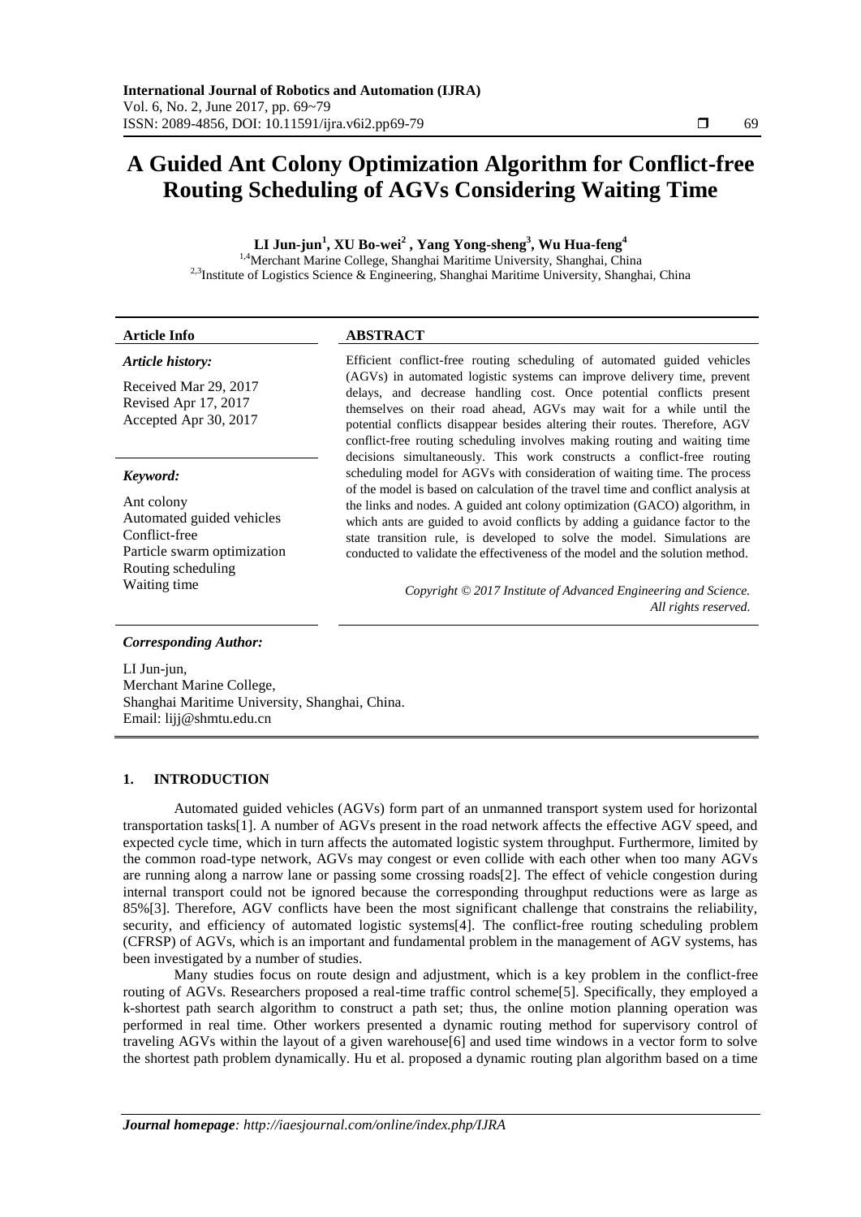# A Guided Ant Colony Optimization Algorithm for Conflict-free Routing Scheduling of AGVs Considering Waiting Time

**LI Jun-jun[1], XU Bo-wei[2], Yang Yong-sheng[3], Wu Hua-feng[4]**

[1,4]Merchant Marine College, Shanghai Maritime University, Shanghai, China
[2,3]Institute of Logistics Science & Engineering, Shanghai Maritime University, Shanghai, China

**Article Info**

***Article history:***

Received Mar 29, 2017
Revised Apr 17, 2017
Accepted Apr 30, 2017

***Keyword:***

Ant colony
Automated guided vehicles
Conflict-free
Particle swarm optimization
Routing scheduling
Waiting time

**ABSTRACT**

Efficient conflict-free routing scheduling of automated guided vehicles (AGVs) in automated logistic systems can improve delivery time, prevent delays, and decrease handling cost. Once potential conflicts present themselves on their road ahead, AGVs may wait for a while until the potential conflicts disappear besides altering their routes. Therefore, AGV conflict-free routing scheduling involves making routing and waiting time decisions simultaneously. This work constructs a conflict-free routing scheduling model for AGVs with consideration of waiting time. The process of the model is based on calculation of the travel time and conflict analysis at the links and nodes. A guided ant colony optimization (GACO) algorithm, in which ants are guided to avoid conflicts by adding a guidance factor to the state transition rule, is developed to solve the model. Simulations are conducted to validate the effectiveness of the model and the solution method.

*Copyright © 2017 Institute of Advanced Engineering and Science. All rights reserved.*

***Corresponding Author:***

LI Jun-jun,
Merchant Marine College,
Shanghai Maritime University, Shanghai, China.
Email: lijj@shmtu.edu.cn

## 1. INTRODUCTION

Automated guided vehicles (AGVs) form part of an unmanned transport system used for horizontal transportation tasks[1]. A number of AGVs present in the road network affects the effective AGV speed, and expected cycle time, which in turn affects the automated logistic system throughput. Furthermore, limited by the common road-type network, AGVs may congest or even collide with each other when too many AGVs are running along a narrow lane or passing some crossing roads[2]. The effect of vehicle congestion during internal transport could not be ignored because the corresponding throughput reductions were as large as 85%[3]. Therefore, AGV conflicts have been the most significant challenge that constrains the reliability, security, and efficiency of automated logistic systems[4]. The conflict-free routing scheduling problem (CFRSP) of AGVs, which is an important and fundamental problem in the management of AGV systems, has been investigated by a number of studies.

Many studies focus on route design and adjustment, which is a key problem in the conflict-free routing of AGVs. Researchers proposed a real-time traffic control scheme[5]. Specifically, they employed a k-shortest path search algorithm to construct a path set; thus, the online motion planning operation was performed in real time. Other workers presented a dynamic routing method for supervisory control of traveling AGVs within the layout of a given warehouse[6] and used time windows in a vector form to solve the shortest path problem dynamically. Hu et al. proposed a dynamic routing plan algorithm based on a time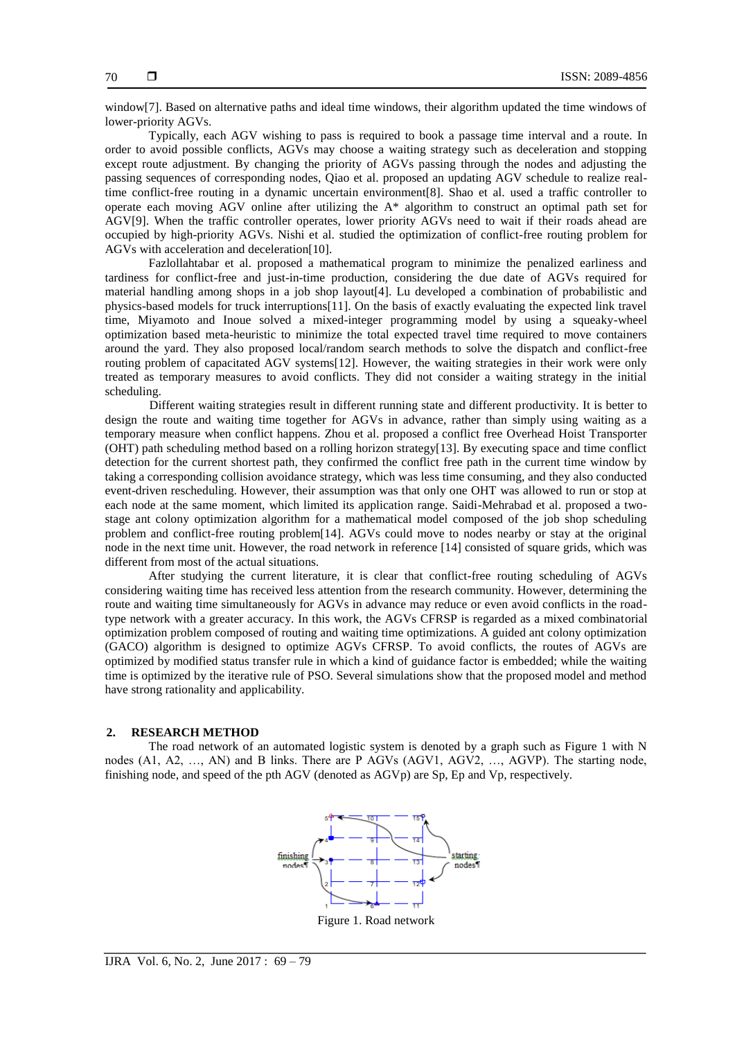window[7]. Based on alternative paths and ideal time windows, their algorithm updated the time windows of lower-priority AGVs.

Typically, each AGV wishing to pass is required to book a passage time interval and a route. In order to avoid possible conflicts, AGVs may choose a waiting strategy such as deceleration and stopping except route adjustment. By changing the priority of AGVs passing through the nodes and adjusting the passing sequences of corresponding nodes, Qiao et al. proposed an updating AGV schedule to realize real-time conflict-free routing in a dynamic uncertain environment[8]. Shao et al. used a traffic controller to operate each moving AGV online after utilizing the A* algorithm to construct an optimal path set for AGV[9]. When the traffic controller operates, lower priority AGVs need to wait if their roads ahead are occupied by high-priority AGVs. Nishi et al. studied the optimization of conflict-free routing problem for AGVs with acceleration and deceleration[10].

Fazlollahtabar et al. proposed a mathematical program to minimize the penalized earliness and tardiness for conflict-free and just-in-time production, considering the due date of AGVs required for material handling among shops in a job shop layout[4]. Lu developed a combination of probabilistic and physics-based models for truck interruptions[11]. On the basis of exactly evaluating the expected link travel time, Miyamoto and Inoue solved a mixed-integer programming model by using a squeaky-wheel optimization based meta-heuristic to minimize the total expected travel time required to move containers around the yard. They also proposed local/random search methods to solve the dispatch and conflict-free routing problem of capacitated AGV systems[12]. However, the waiting strategies in their work were only treated as temporary measures to avoid conflicts. They did not consider a waiting strategy in the initial scheduling.

Different waiting strategies result in different running state and different productivity. It is better to design the route and waiting time together for AGVs in advance, rather than simply using waiting as a temporary measure when conflict happens. Zhou et al. proposed a conflict free Overhead Hoist Transporter (OHT) path scheduling method based on a rolling horizon strategy[13]. By executing space and time conflict detection for the current shortest path, they confirmed the conflict free path in the current time window by taking a corresponding collision avoidance strategy, which was less time consuming, and they also conducted event-driven rescheduling. However, their assumption was that only one OHT was allowed to run or stop at each node at the same moment, which limited its application range. Saidi-Mehrabad et al. proposed a two-stage ant colony optimization algorithm for a mathematical model composed of the job shop scheduling problem and conflict-free routing problem[14]. AGVs could move to nodes nearby or stay at the original node in the next time unit. However, the road network in reference [14] consisted of square grids, which was different from most of the actual situations.

After studying the current literature, it is clear that conflict-free routing scheduling of AGVs considering waiting time has received less attention from the research community. However, determining the route and waiting time simultaneously for AGVs in advance may reduce or even avoid conflicts in the road-type network with a greater accuracy. In this work, the AGVs CFRSP is regarded as a mixed combinatorial optimization problem composed of routing and waiting time optimizations. A guided ant colony optimization (GACO) algorithm is designed to optimize AGVs CFRSP. To avoid conflicts, the routes of AGVs are optimized by modified status transfer rule in which a kind of guidance factor is embedded; while the waiting time is optimized by the iterative rule of PSO. Several simulations show that the proposed model and method have strong rationality and applicability.

## 2. RESEARCH METHOD

The road network of an automated logistic system is denoted by a graph such as Figure 1 with N nodes (A1, A2, …, AN) and B links. There are P AGVs (AGV1, AGV2, …, AGVP). The starting node, finishing node, and speed of the pth AGV (denoted as AGVp) are Sp, Ep and Vp, respectively.

Figure 1. Road network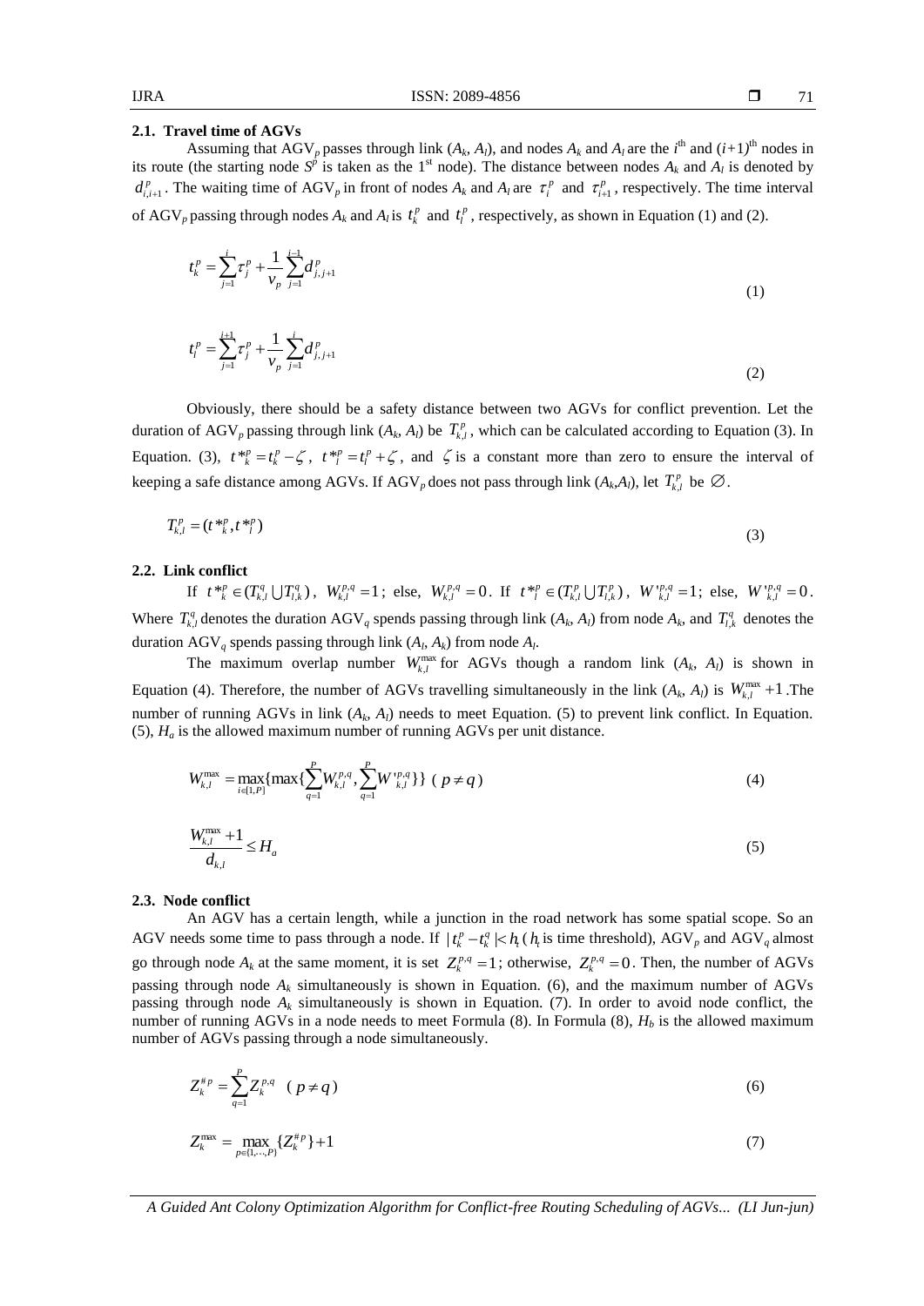### 2.1. Travel time of AGVs

Assuming that $AGV_p$ passes through link $(A_k, A_l)$, and nodes $A_k$ and $A_l$ are the $i^{th}$ and $(i+1)^{th}$ nodes in its route (the starting node $S^p$ is taken as the 1st node). The distance between nodes $A_k$ and $A_l$ is denoted by $d^p_{i,i+1}$. The waiting time of $AGV_p$ in front of nodes $A_k$ and $A_l$ are $\tau^p_i$ and $\tau^p_{i+1}$, respectively. The time interval of $AGV_p$ passing through nodes $A_k$ and $A_l$ is $t^p_k$ and $t^p_l$, respectively, as shown in Equation (1) and (2).

$$t^p_k = \sum_{j=1}^{i} \tau^p_j + \frac{1}{v_p} \sum_{j=1}^{i-1} d^p_{j,j+1} \tag{1}$$

$$t^p_l = \sum_{j=1}^{i+1} \tau^p_j + \frac{1}{v_p} \sum_{j=1}^{i} d^p_{j,j+1} \tag{2}$$

Obviously, there should be a safety distance between two AGVs for conflict prevention. Let the duration of $AGV_p$ passing through link $(A_k, A_l)$ be $T^p_{k,l}$, which can be calculated according to Equation (3). In Equation. (3), $t^{*p}_k = t^p_k - \zeta$, $t^{*p}_l = t^p_l + \zeta$, and $\zeta$ is a constant more than zero to ensure the interval of keeping a safe distance among AGVs. If $AGV_p$ does not pass through link $(A_k,A_l)$, let $T^p_{k,l}$ be $\varnothing$.

$$T^p_{k,l} = (t^{*p}_k, t^{*p}_l) \tag{3}$$

### 2.2. Link conflict

If $t^{*p}_k \in (T^q_{k,l} \bigcup T^q_{l,k})$, $W^{p,q}_{k,l} = 1$; else, $W^{p,q}_{k,l} = 0$. If $t^{*p}_l \in (T^p_{k,l} \bigcup T^p_{l,k})$, $W'^{p,q}_{k,l} = 1$; else, $W'^{p,q}_{k,l} = 0$. Where $T^q_{k,l}$ denotes the duration $AGV_q$ spends passing through link $(A_k, A_l)$ from node $A_k$, and $T^q_{l,k}$ denotes the duration $AGV_q$ spends passing through link $(A_l, A_k)$ from node $A_l$.

The maximum overlap number $W^{\max}_{k,l}$ for AGVs though a random link $(A_k, A_l)$ is shown in Equation (4). Therefore, the number of AGVs travelling simultaneously in the link $(A_k, A_l)$ is $W^{\max}_{k,l}+1$. The number of running AGVs in link $(A_k, A_l)$ needs to meet Equation. (5) to prevent link conflict. In Equation. (5), $H_a$ is the allowed maximum number of running AGVs per unit distance.

$$W^{\max}_{k,l} = \max_{i \in [1,P]} \{\max\{\sum_{q=1}^{P} W^{p,q}_{k,l}, \sum_{q=1}^{P} W'^{p,q}_{k,l}\}\} \ (p \neq q) \tag{4}$$

$$\frac{W^{\max}_{k,l}+1}{d_{k,l}} \leq H_a \tag{5}$$

### 2.3. Node conflict

An AGV has a certain length, while a junction in the road network has some spatial scope. So an AGV needs some time to pass through a node. If $|t^p_k - t^q_k| < h_t$ ($h_t$ is time threshold), $AGV_p$ and $AGV_q$ almost go through node $A_k$ at the same moment, it is set $Z^{p,q}_k = 1$; otherwise, $Z^{p,q}_k = 0$. Then, the number of AGVs passing through node $A_k$ simultaneously is shown in Equation. (6), and the maximum number of AGVs passing through node $A_k$ simultaneously is shown in Equation. (7). In order to avoid node conflict, the number of running AGVs in a node needs to meet Formula (8). In Formula (8), $H_b$ is the allowed maximum number of AGVs passing through a node simultaneously.

$$Z^{\#p}_k = \sum_{q=1}^{P} Z^{p,q}_k \quad (p \neq q) \tag{6}$$

$$Z^{\max}_k = \max_{p \in \{1,\cdots,P\}} \{Z^{\#p}_k\} + 1 \tag{7}$$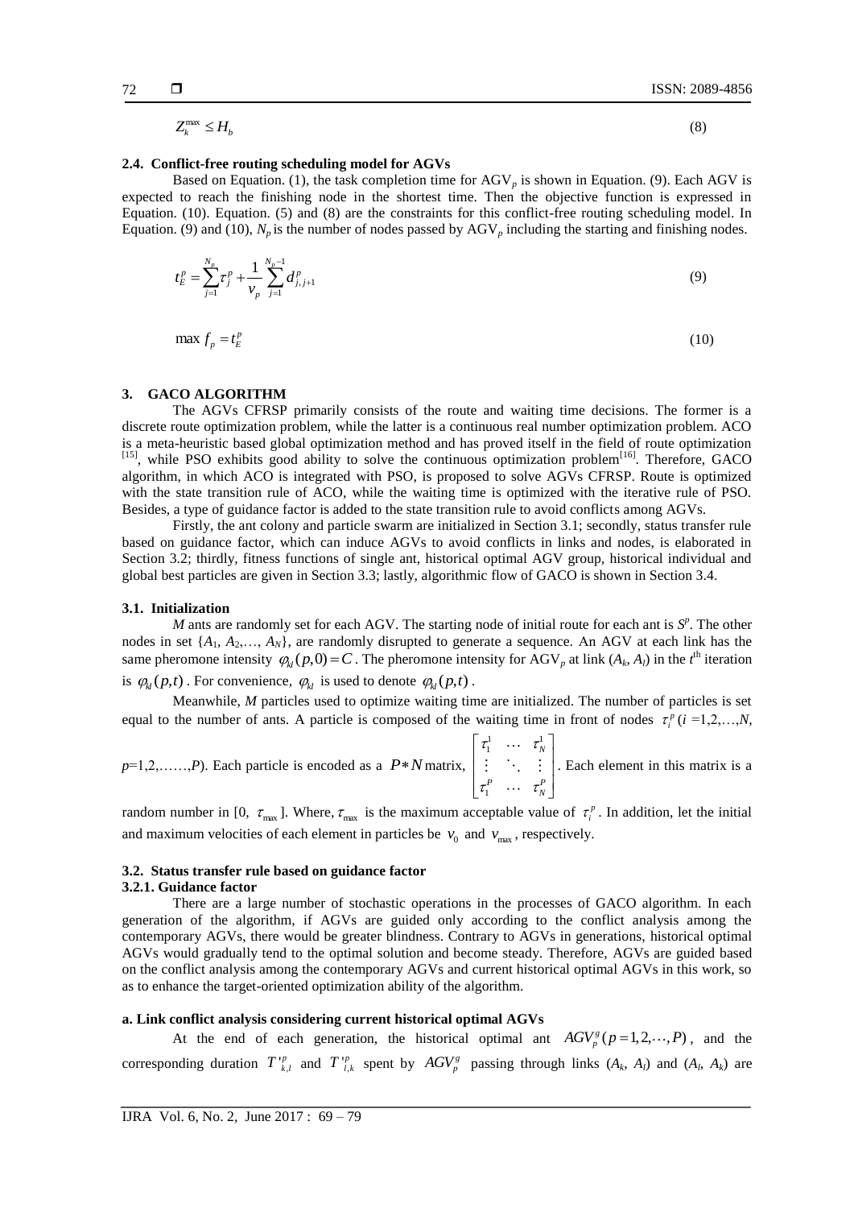$$Z_k^{\max} \le H_b \tag{8}$$

### 2.4. Conflict-free routing scheduling model for AGVs

Based on Equation. (1), the task completion time for $AGV_p$ is shown in Equation. (9). Each AGV is expected to reach the finishing node in the shortest time. Then the objective function is expressed in Equation. (10). Equation. (5) and (8) are the constraints for this conflict-free routing scheduling model. In Equation. (9) and (10), $N_p$ is the number of nodes passed by $AGV_p$ including the starting and finishing nodes.

$$t_E^p = \sum_{j=1}^{N_p} \tau_j^p + \frac{1}{v_p} \sum_{j=1}^{N_p - 1} d_{j,j+1}^p \tag{9}$$

$$\max f_p = t_E^p \tag{10}$$

## 3. GACO ALGORITHM

The AGVs CFRSP primarily consists of the route and waiting time decisions. The former is a discrete route optimization problem, while the latter is a continuous real number optimization problem. ACO is a meta-heuristic based global optimization method and has proved itself in the field of route optimization [15], while PSO exhibits good ability to solve the continuous optimization problem[16]. Therefore, GACO algorithm, in which ACO is integrated with PSO, is proposed to solve AGVs CFRSP. Route is optimized with the state transition rule of ACO, while the waiting time is optimized with the iterative rule of PSO. Besides, a type of guidance factor is added to the state transition rule to avoid conflicts among AGVs.

Firstly, the ant colony and particle swarm are initialized in Section 3.1; secondly, status transfer rule based on guidance factor, which can induce AGVs to avoid conflicts in links and nodes, is elaborated in Section 3.2; thirdly, fitness functions of single ant, historical optimal AGV group, historical individual and global best particles are given in Section 3.3; lastly, algorithmic flow of GACO is shown in Section 3.4.

### 3.1. Initialization

$M$ ants are randomly set for each AGV. The starting node of initial route for each ant is $S^p$. The other nodes in set $\{A_1, A_2, \ldots, A_N\}$, are randomly disrupted to generate a sequence. An AGV at each link has the same pheromone intensity $\varphi_{kl}(p,0) = C$. The pheromone intensity for $AGV_p$ at link $(A_k, A_l)$ in the $t^{\text{th}}$ iteration is $\varphi_{kl}(p,t)$. For convenience, $\varphi_{kl}$ is used to denote $\varphi_{kl}(p,t)$.

Meanwhile, $M$ particles used to optimize waiting time are initialized. The number of particles is set equal to the number of ants. A particle is composed of the waiting time in front of nodes $\tau_i^p$ ($i$ =1,2,…,$N$, $p$=1,2,……,$P$). Each particle is encoded as a $P*N$ matrix, $\begin{bmatrix} \tau_1^1 & \cdots & \tau_N^1 \\ \vdots & \ddots & \vdots \\ \tau_1^P & \cdots & \tau_N^P \end{bmatrix}$. Each element in this matrix is a random number in [0, $\tau_{\max}$]. Where, $\tau_{\max}$ is the maximum acceptable value of $\tau_i^p$. In addition, let the initial and maximum velocities of each element in particles be $v_0$ and $v_{\max}$, respectively.

### 3.2. Status transfer rule based on guidance factor

#### 3.2.1. Guidance factor

There are a large number of stochastic operations in the processes of GACO algorithm. In each generation of the algorithm, if AGVs are guided only according to the conflict analysis among the contemporary AGVs, there would be greater blindness. Contrary to AGVs in generations, historical optimal AGVs would gradually tend to the optimal solution and become steady. Therefore, AGVs are guided based on the conflict analysis among the contemporary AGVs and current historical optimal AGVs in this work, so as to enhance the target-oriented optimization ability of the algorithm.

**a. Link conflict analysis considering current historical optimal AGVs**

At the end of each generation, the historical optimal ant $AGV_p^g (p = 1, 2, \cdots, P)$, and the corresponding duration $T'^p_{k,l}$ and $T'^p_{l,k}$ spent by $AGV_p^g$ passing through links $(A_k, A_l)$ and $(A_l, A_k)$ are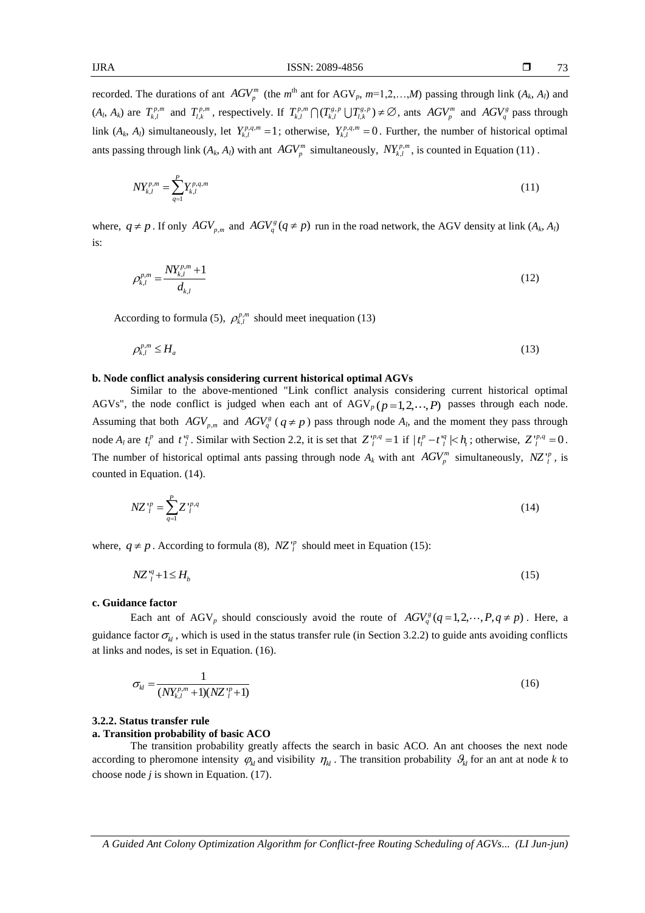recorded. The durations of ant $AGV_p^m$ (the $m^{\text{th}}$ ant for AGV$_p$, $m$=1,2,…,$M$) passing through link ($A_k$, $A_l$) and ($A_l$, $A_k$) are $T_{k,l}^{p,m}$ and $T_{l,k}^{p,m}$, respectively. If $T_{k,l}^{p,m} \bigcap (T_{k,l}^{g,p} \bigcup T_{l,k}^{g,p}) \neq \varnothing$, ants $AGV_p^m$ and $AGV_q^g$ pass through link ($A_k$, $A_l$) simultaneously, let $Y_{k,l}^{p,q,m} = 1$; otherwise, $Y_{k,l}^{p,q,m} = 0$. Further, the number of historical optimal ants passing through link ($A_k$, $A_l$) with ant $AGV_p^m$ simultaneously, $NY_{k,l}^{p,m}$, is counted in Equation (11) .

$$NY_{k,l}^{p,m} = \sum_{q=1}^{P} Y_{k,l}^{p,q,m} \tag{11}$$

where, $q \neq p$. If only $AGV_{p,m}$ and $AGV_q^g (q \neq p)$ run in the road network, the AGV density at link ($A_k$, $A_l$) is:

$$\rho_{k,l}^{p,m} = \frac{NY_{k,l}^{p,m} + 1}{d_{k,l}} \tag{12}$$

According to formula (5), $\rho_{k,l}^{p,m}$ should meet inequation (13)

$$\rho_{k,l}^{p,m} \leq H_a \tag{13}$$

**b. Node conflict analysis considering current historical optimal AGVs**

Similar to the above-mentioned "Link conflict analysis considering current historical optimal AGVs", the node conflict is judged when each ant of AGV$_p$ $(p = 1, 2, \cdots, P)$ passes through each node. Assuming that both $AGV_{p,m}$ and $AGV_q^g$ ($q \neq p$) pass through node $A_l$, and the moment they pass through node $A_l$ are $t_l^p$ and $t'^q_l$. Similar with Section 2.2, it is set that $Z'^{p,q}_l = 1$ if $|t_l^p - t'^q_l| < h_t$; otherwise, $Z'^{p,q}_l = 0$. The number of historical optimal ants passing through node $A_k$ with ant $AGV_p^m$ simultaneously, $NZ'^p_l$, is counted in Equation. (14).

$$NZ'^p_l = \sum_{q=1}^{P} Z'^{p,q}_l \tag{14}$$

where, $q \neq p$. According to formula (8), $NZ'^p_l$ should meet in Equation (15):

$$NZ'^q_l + 1 \leq H_b \tag{15}$$

**c. Guidance factor**

Each ant of AGV$_p$ should consciously avoid the route of $AGV_q^g (q = 1, 2, \cdots, P, q \neq p)$. Here, a guidance factor $\sigma_{kl}$, which is used in the status transfer rule (in Section 3.2.2) to guide ants avoiding conflicts at links and nodes, is set in Equation. (16).

$$\sigma_{kl} = \frac{1}{(NY_{k,l}^{p,m} + 1)(NZ'^p_l + 1)} \tag{16}$$

### 3.2.2. Status transfer rule

**a. Transition probability of basic ACO**

The transition probability greatly affects the search in basic ACO. An ant chooses the next node according to pheromone intensity $\varphi_{kl}$ and visibility $\eta_{kl}$. The transition probability $\vartheta_{kl}$ for an ant at node $k$ to choose node $j$ is shown in Equation. (17).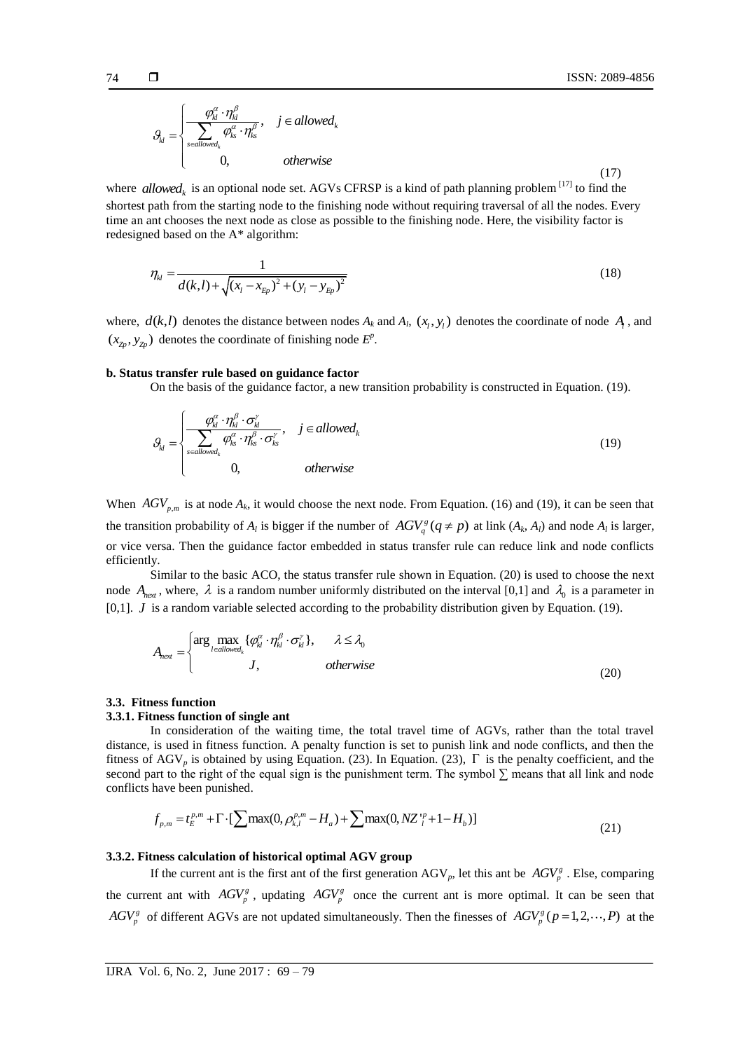$$\vartheta_{kl}=\begin{cases}\dfrac{\varphi_{kl}^{\alpha}\cdot\eta_{kl}^{\beta}}{\sum\limits_{s\in allowed_k}\varphi_{ks}^{\alpha}\cdot\eta_{ks}^{\beta}}, & j\in allowed_k\\ 0, & otherwise\end{cases} \tag{17}$$

where $allowed_k$ is an optional node set. AGVs CFRSP is a kind of path planning problem [17] to find the shortest path from the starting node to the finishing node without requiring traversal of all the nodes. Every time an ant chooses the next node as close as possible to the finishing node. Here, the visibility factor is redesigned based on the A* algorithm:

$$\eta_{kl}=\frac{1}{d(k,l)+\sqrt{(x_l-x_{Ep})^2+(y_l-y_{Ep})^2}} \tag{18}$$

where, $d(k,l)$ denotes the distance between nodes $A_k$ and $A_l$, $(x_l, y_l)$ denotes the coordinate of node $A_l$, and $(x_{Zp}, y_{Zp})$ denotes the coordinate of finishing node $E^p$.

**b. Status transfer rule based on guidance factor**

On the basis of the guidance factor, a new transition probability is constructed in Equation. (19).

$$\vartheta_{kl}=\begin{cases}\dfrac{\varphi_{kl}^{\alpha}\cdot\eta_{kl}^{\beta}\cdot\sigma_{kl}^{\gamma}}{\sum\limits_{s\in allowed_k}\varphi_{ks}^{\alpha}\cdot\eta_{ks}^{\beta}\cdot\sigma_{ks}^{\gamma}}, & j\in allowed_k\\ 0, & otherwise\end{cases} \tag{19}$$

When $AGV_{p,m}$ is at node $A_k$, it would choose the next node. From Equation. (16) and (19), it can be seen that the transition probability of $A_l$ is bigger if the number of $AGV_q^g(q\neq p)$ at link ($A_k$, $A_l$) and node $A_l$ is larger, or vice versa. Then the guidance factor embedded in status transfer rule can reduce link and node conflicts efficiently.

Similar to the basic ACO, the status transfer rule shown in Equation. (20) is used to choose the next node $A_{next}$, where, $\lambda$ is a random number uniformly distributed on the interval [0,1] and $\lambda_0$ is a parameter in [0,1]. $J$ is a random variable selected according to the probability distribution given by Equation. (19).

$$A_{next}=\begin{cases}\arg\max\limits_{l\in allowed_k}\{\varphi_{kl}^{\alpha}\cdot\eta_{kl}^{\beta}\cdot\sigma_{kl}^{\gamma}\}, & \lambda\le\lambda_0\\ J, & otherwise\end{cases} \tag{20}$$

### 3.3. Fitness function

#### 3.3.1. Fitness function of single ant

In consideration of the waiting time, the total travel time of AGVs, rather than the total travel distance, is used in fitness function. A penalty function is set to punish link and node conflicts, and then the fitness of $AGV_p$ is obtained by using Equation. (23). In Equation. (23), $\Gamma$ is the penalty coefficient, and the second part to the right of the equal sign is the punishment term. The symbol $\sum$ means that all link and node conflicts have been punished.

$$f_{p,m}=t_E^{p,m}+\Gamma\cdot[\sum\max(0,\rho_{k,l}^{p,m}-H_a)+\sum\max(0,NZ'^{p}_{l}+1-H_b)] \tag{21}$$

#### 3.3.2. Fitness calculation of historical optimal AGV group

If the current ant is the first ant of the first generation $AGV_p$, let this ant be $AGV_p^g$. Else, comparing the current ant with $AGV_p^g$, updating $AGV_p^g$ once the current ant is more optimal. It can be seen that $AGV_p^g$ of different AGVs are not updated simultaneously. Then the finesses of $AGV_p^g(p=1,2,\cdots,P)$ at the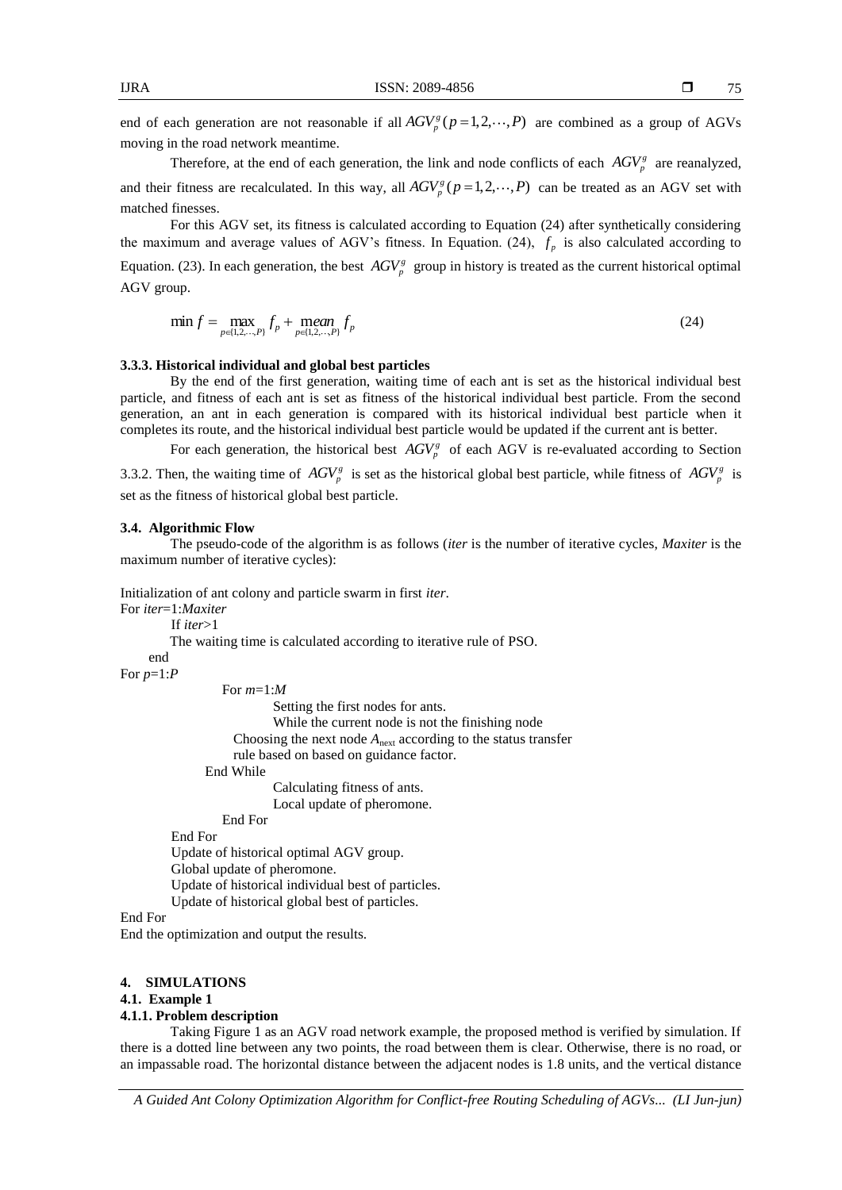end of each generation are not reasonable if all $AGV_p^g (p=1,2,\cdots,P)$ are combined as a group of AGVs moving in the road network meantime.

Therefore, at the end of each generation, the link and node conflicts of each $AGV_p^g$ are reanalyzed, and their fitness are recalculated. In this way, all $AGV_p^g (p=1,2,\cdots,P)$ can be treated as an AGV set with matched finesses.

For this AGV set, its fitness is calculated according to Equation (24) after synthetically considering the maximum and average values of AGV's fitness. In Equation. (24), $f_p$ is also calculated according to Equation. (23). In each generation, the best $AGV_p^g$ group in history is treated as the current historical optimal AGV group.

$$\min f = \max_{p\in\{1,2,\cdots,P\}} f_p + \underset{p\in\{1,2,\cdots,P\}}{mean} f_p \tag{24}$$

#### 3.3.3. Historical individual and global best particles

By the end of the first generation, waiting time of each ant is set as the historical individual best particle, and fitness of each ant is set as fitness of the historical individual best particle. From the second generation, an ant in each generation is compared with its historical individual best particle when it completes its route, and the historical individual best particle would be updated if the current ant is better.

For each generation, the historical best $AGV_p^g$ of each AGV is re-evaluated according to Section 3.3.2. Then, the waiting time of $AGV_p^g$ is set as the historical global best particle, while fitness of $AGV_p^g$ is set as the fitness of historical global best particle.

### 3.4. Algorithmic Flow

The pseudo-code of the algorithm is as follows (*iter* is the number of iterative cycles, *Maxiter* is the maximum number of iterative cycles):

```
Initialization of ant colony and particle swarm in first iter.
For iter=1:Maxiter
    If iter>1
    The waiting time is calculated according to iterative rule of PSO.
  end
For p=1:P
        For m=1:M
            Setting the first nodes for ants.
            While the current node is not the finishing node
        Choosing the next node A_next according to the status transfer
        rule based on based on guidance factor.
      End While
            Calculating fitness of ants.
            Local update of pheromone.
        End For
    End For
    Update of historical optimal AGV group.
    Global update of pheromone.
    Update of historical individual best of particles.
    Update of historical global best of particles.
End For
End the optimization and output the results.
```

## 4. SIMULATIONS

### 4.1. Example 1

#### 4.1.1. Problem description

Taking Figure 1 as an AGV road network example, the proposed method is verified by simulation. If there is a dotted line between any two points, the road between them is clear. Otherwise, there is no road, or an impassable road. The horizontal distance between the adjacent nodes is 1.8 units, and the vertical distance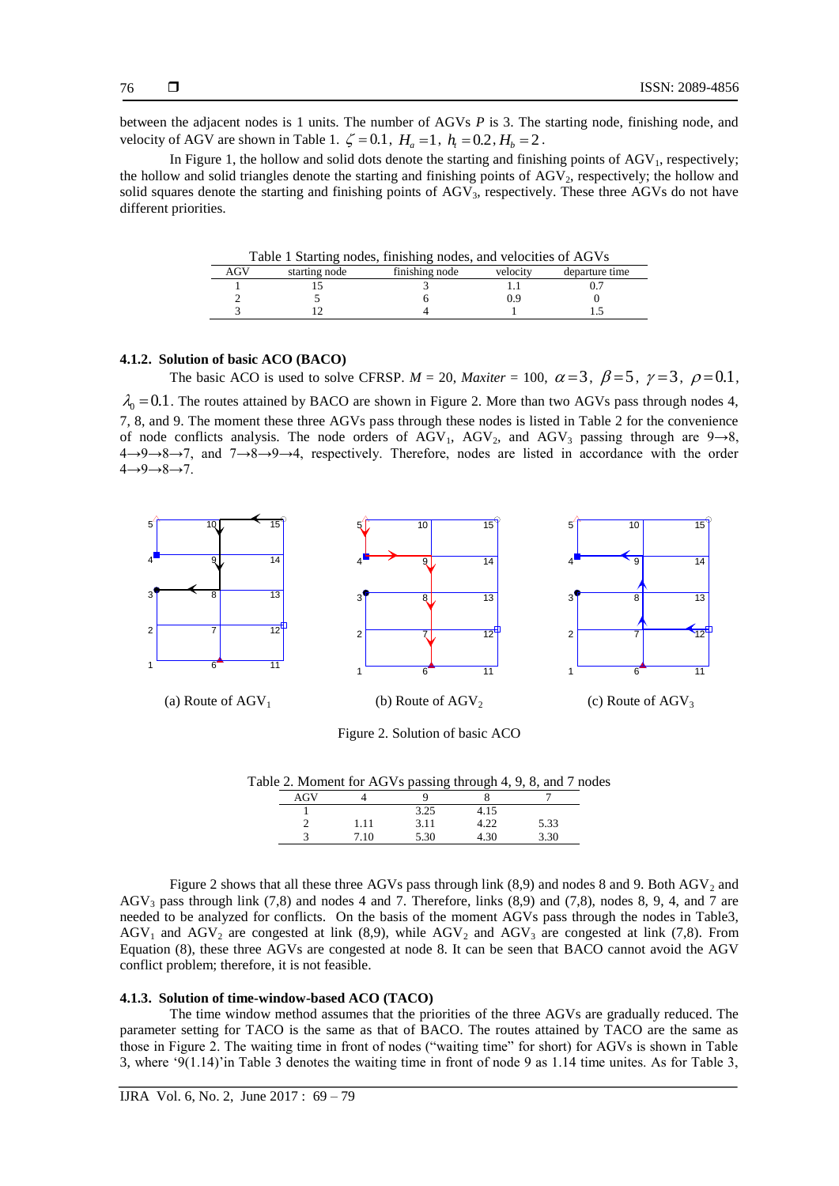between the adjacent nodes is 1 units. The number of AGVs $P$ is 3. The starting node, finishing node, and velocity of AGV are shown in Table 1. $\zeta = 0.1$, $H_a = 1$, $h_t = 0.2$, $H_b = 2$.

In Figure 1, the hollow and solid dots denote the starting and finishing points of $AGV_1$, respectively; the hollow and solid triangles denote the starting and finishing points of $AGV_2$, respectively; the hollow and solid squares denote the starting and finishing points of $AGV_3$, respectively. These three AGVs do not have different priorities.

Table 1 Starting nodes, finishing nodes, and velocities of AGVs

| AGV | starting node | finishing node | velocity | departure time |
|---|---|---|---|---|
| 1 | 15 | 3 | 1.1 | 0.7 |
| 2 | 5 | 6 | 0.9 | 0 |
| 3 | 12 | 4 | 1 | 1.5 |

#### 4.1.2. Solution of basic ACO (BACO)

The basic ACO is used to solve CFRSP. *M* = 20, *Maxiter* = 100, $\alpha = 3$, $\beta = 5$, $\gamma = 3$, $\rho = 0.1$, $\lambda_0 = 0.1$. The routes attained by BACO are shown in Figure 2. More than two AGVs pass through nodes 4, 7, 8, and 9. The moment these three AGVs pass through these nodes is listed in Table 2 for the convenience of node conflicts analysis. The node orders of $AGV_1$, $AGV_2$, and $AGV_3$ passing through are 9→8, 4→9→8→7, and 7→8→9→4, respectively. Therefore, nodes are listed in accordance with the order 4→9→8→7.

(a) Route of $AGV_1$ (b) Route of $AGV_2$ (c) Route of $AGV_3$

Figure 2. Solution of basic ACO

Table 2. Moment for AGVs passing through 4, 9, 8, and 7 nodes

| AGV | 4 | 9 | 8 | 7 |
|---|---|---|---|---|
| 1 | | 3.25 | 4.15 | |
| 2 | 1.11 | 3.11 | 4.22 | 5.33 |
| 3 | 7.10 | 5.30 | 4.30 | 3.30 |

Figure 2 shows that all these three AGVs pass through link (8,9) and nodes 8 and 9. Both $AGV_2$ and $AGV_3$ pass through link (7,8) and nodes 4 and 7. Therefore, links (8,9) and (7,8), nodes 8, 9, 4, and 7 are needed to be analyzed for conflicts. On the basis of the moment AGVs pass through the nodes in Table3, $AGV_1$ and $AGV_2$ are congested at link (8,9), while $AGV_2$ and $AGV_3$ are congested at link (7,8). From Equation (8), these three AGVs are congested at node 8. It can be seen that BACO cannot avoid the AGV conflict problem; therefore, it is not feasible.

#### 4.1.3. Solution of time-window-based ACO (TACO)

The time window method assumes that the priorities of the three AGVs are gradually reduced. The parameter setting for TACO is the same as that of BACO. The routes attained by TACO are the same as those in Figure 2. The waiting time in front of nodes ("waiting time" for short) for AGVs is shown in Table 3, where '9(1.14)'in Table 3 denotes the waiting time in front of node 9 as 1.14 time unites. As for Table 3,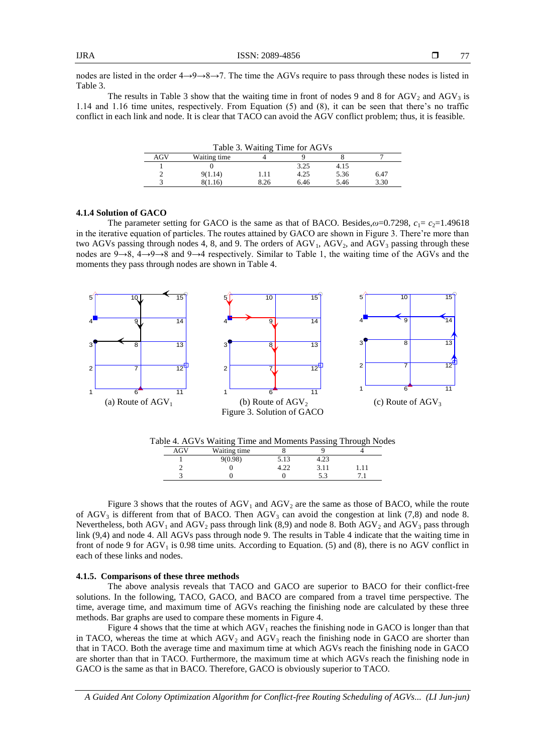nodes are listed in the order 4→9→8→7. The time the AGVs require to pass through these nodes is listed in Table 3.

The results in Table 3 show that the waiting time in front of nodes 9 and 8 for $AGV_2$ and $AGV_3$ is 1.14 and 1.16 time unites, respectively. From Equation (5) and (8), it can be seen that there's no traffic conflict in each link and node. It is clear that TACO can avoid the AGV conflict problem; thus, it is feasible.

Table 3. Waiting Time for AGVs

| AGV | Waiting time | 4 | 9 | 8 | 7 |
|---|---|---|---|---|---|
| 1 | 0 | | 3.25 | 4.15 | |
| 2 | 9(1.14) | 1.11 | 4.25 | 5.36 | 6.47 |
| 3 | 8(1.16) | 8.26 | 6.46 | 5.46 | 3.30 |

### 4.1.4 Solution of GACO

The parameter setting for GACO is the same as that of BACO. Besides, $\omega$=0.7298, $c_1$= $c_2$=1.49618 in the iterative equation of particles. The routes attained by GACO are shown in Figure 3. There're more than two AGVs passing through nodes 4, 8, and 9. The orders of $AGV_1$, $AGV_2$, and $AGV_3$ passing through these nodes are 9→8, 4→9→8 and 9→4 respectively. Similar to Table 1, the waiting time of the AGVs and the moments they pass through nodes are shown in Table 4.

(a) Route of $AGV_1$ (b) Route of $AGV_2$ (c) Route of $AGV_3$

Figure 3. Solution of GACO

Table 4. AGVs Waiting Time and Moments Passing Through Nodes

| AGV | Waiting time | 8 | 9 | 4 |
|---|---|---|---|---|
| 1 | 9(0.98) | 5.13 | 4.23 | |
| 2 | 0 | 4.22 | 3.11 | 1.11 |
| 3 | 0 | 0 | 5.3 | 7.1 |

Figure 3 shows that the routes of $AGV_1$ and $AGV_2$ are the same as those of BACO, while the route of $AGV_3$ is different from that of BACO. Then $AGV_3$ can avoid the congestion at link (7,8) and node 8. Nevertheless, both $AGV_1$ and $AGV_2$ pass through link (8,9) and node 8. Both $AGV_2$ and $AGV_3$ pass through link (9,4) and node 4. All AGVs pass through node 9. The results in Table 4 indicate that the waiting time in front of node 9 for $AGV_1$ is 0.98 time units. According to Equation. (5) and (8), there is no AGV conflict in each of these links and nodes.

### 4.1.5. Comparisons of these three methods

The above analysis reveals that TACO and GACO are superior to BACO for their conflict-free solutions. In the following, TACO, GACO, and BACO are compared from a travel time perspective. The time, average time, and maximum time of AGVs reaching the finishing node are calculated by these three methods. Bar graphs are used to compare these moments in Figure 4.

Figure 4 shows that the time at which $AGV_1$ reaches the finishing node in GACO is longer than that in TACO, whereas the time at which $AGV_2$ and $AGV_3$ reach the finishing node in GACO are shorter than that in TACO. Both the average time and maximum time at which AGVs reach the finishing node in GACO are shorter than that in TACO. Furthermore, the maximum time at which AGVs reach the finishing node in GACO is the same as that in BACO. Therefore, GACO is obviously superior to TACO.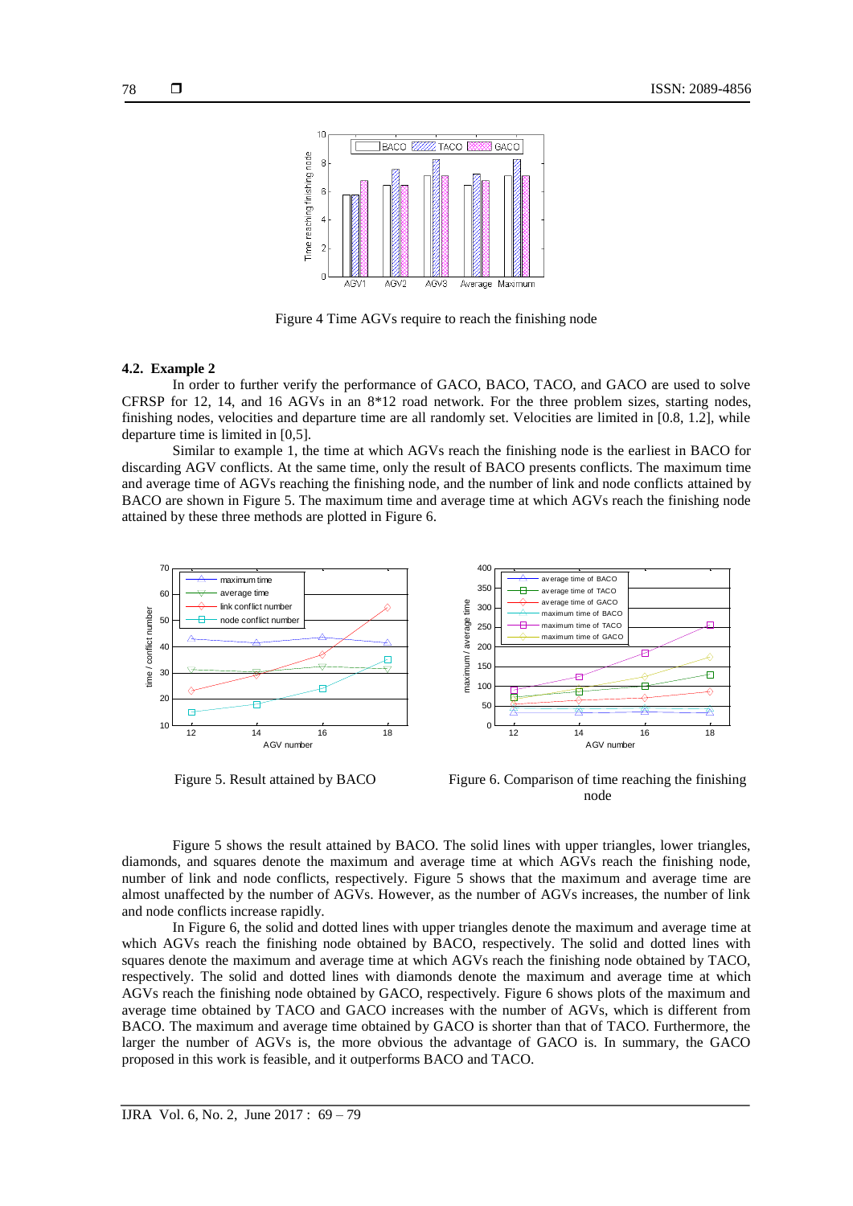Figure 4 Time AGVs require to reach the finishing node

### 4.2. Example 2

In order to further verify the performance of GACO, BACO, TACO, and GACO are used to solve CFRSP for 12, 14, and 16 AGVs in an 8*12 road network. For the three problem sizes, starting nodes, finishing nodes, velocities and departure time are all randomly set. Velocities are limited in [0.8, 1.2], while departure time is limited in [0,5].

Similar to example 1, the time at which AGVs reach the finishing node is the earliest in BACO for discarding AGV conflicts. At the same time, only the result of BACO presents conflicts. The maximum time and average time of AGVs reaching the finishing node, and the number of link and node conflicts attained by BACO are shown in Figure 5. The maximum time and average time at which AGVs reach the finishing node attained by these three methods are plotted in Figure 6.

Figure 5. Result attained by BACO

Figure 6. Comparison of time reaching the finishing node

Figure 5 shows the result attained by BACO. The solid lines with upper triangles, lower triangles, diamonds, and squares denote the maximum and average time at which AGVs reach the finishing node, number of link and node conflicts, respectively. Figure 5 shows that the maximum and average time are almost unaffected by the number of AGVs. However, as the number of AGVs increases, the number of link and node conflicts increase rapidly.

In Figure 6, the solid and dotted lines with upper triangles denote the maximum and average time at which AGVs reach the finishing node obtained by BACO, respectively. The solid and dotted lines with squares denote the maximum and average time at which AGVs reach the finishing node obtained by TACO, respectively. The solid and dotted lines with diamonds denote the maximum and average time at which AGVs reach the finishing node obtained by GACO, respectively. Figure 6 shows plots of the maximum and average time obtained by TACO and GACO increases with the number of AGVs, which is different from BACO. The maximum and average time obtained by GACO is shorter than that of TACO. Furthermore, the larger the number of AGVs is, the more obvious the advantage of GACO is. In summary, the GACO proposed in this work is feasible, and it outperforms BACO and TACO.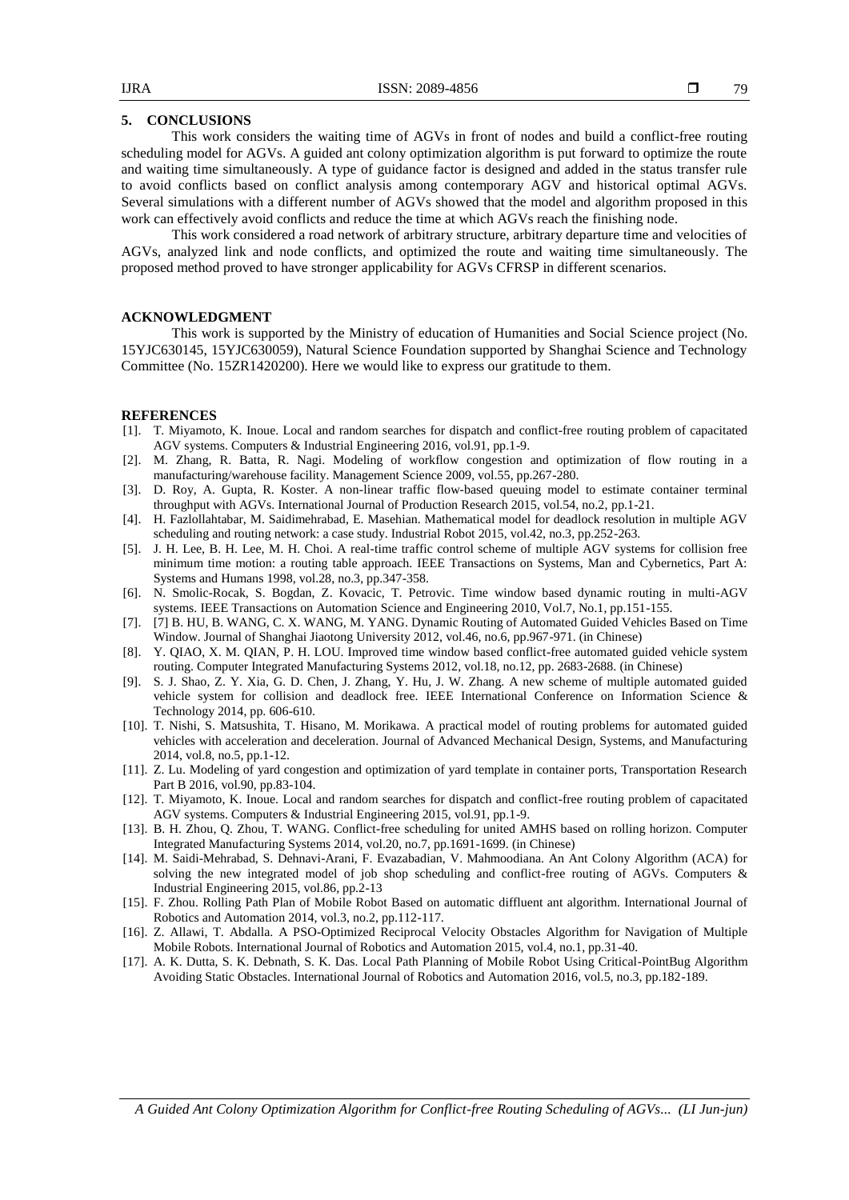## 5. CONCLUSIONS

This work considers the waiting time of AGVs in front of nodes and build a conflict-free routing scheduling model for AGVs. A guided ant colony optimization algorithm is put forward to optimize the route and waiting time simultaneously. A type of guidance factor is designed and added in the status transfer rule to avoid conflicts based on conflict analysis among contemporary AGV and historical optimal AGVs. Several simulations with a different number of AGVs showed that the model and algorithm proposed in this work can effectively avoid conflicts and reduce the time at which AGVs reach the finishing node.

This work considered a road network of arbitrary structure, arbitrary departure time and velocities of AGVs, analyzed link and node conflicts, and optimized the route and waiting time simultaneously. The proposed method proved to have stronger applicability for AGVs CFRSP in different scenarios.

## ACKNOWLEDGMENT

This work is supported by the Ministry of education of Humanities and Social Science project (No. 15YJC630145, 15YJC630059), Natural Science Foundation supported by Shanghai Science and Technology Committee (No. 15ZR1420200). Here we would like to express our gratitude to them.

## REFERENCES

[1]. T. Miyamoto, K. Inoue. Local and random searches for dispatch and conflict-free routing problem of capacitated AGV systems. Computers & Industrial Engineering 2016, vol.91, pp.1-9.

[2]. M. Zhang, R. Batta, R. Nagi. Modeling of workflow congestion and optimization of flow routing in a manufacturing/warehouse facility. Management Science 2009, vol.55, pp.267-280.

[3]. D. Roy, A. Gupta, R. Koster. A non-linear traffic flow-based queuing model to estimate container terminal throughput with AGVs. International Journal of Production Research 2015, vol.54, no.2, pp.1-21.

[4]. H. Fazlollahtabar, M. Saidimehrabad, E. Masehian. Mathematical model for deadlock resolution in multiple AGV scheduling and routing network: a case study. Industrial Robot 2015, vol.42, no.3, pp.252-263.

[5]. J. H. Lee, B. H. Lee, M. H. Choi. A real-time traffic control scheme of multiple AGV systems for collision free minimum time motion: a routing table approach. IEEE Transactions on Systems, Man and Cybernetics, Part A: Systems and Humans 1998, vol.28, no.3, pp.347-358.

[6]. N. Smolic-Rocak, S. Bogdan, Z. Kovacic, T. Petrovic. Time window based dynamic routing in multi-AGV systems. IEEE Transactions on Automation Science and Engineering 2010, Vol.7, No.1, pp.151-155.

[7]. [7] B. HU, B. WANG, C. X. WANG, M. YANG. Dynamic Routing of Automated Guided Vehicles Based on Time Window. Journal of Shanghai Jiaotong University 2012, vol.46, no.6, pp.967-971. (in Chinese)

[8]. Y. QIAO, X. M. QIAN, P. H. LOU. Improved time window based conflict-free automated guided vehicle system routing. Computer Integrated Manufacturing Systems 2012, vol.18, no.12, pp. 2683-2688. (in Chinese)

[9]. S. J. Shao, Z. Y. Xia, G. D. Chen, J. Zhang, Y. Hu, J. W. Zhang. A new scheme of multiple automated guided vehicle system for collision and deadlock free. IEEE International Conference on Information Science & Technology 2014, pp. 606-610.

[10]. T. Nishi, S. Matsushita, T. Hisano, M. Morikawa. A practical model of routing problems for automated guided vehicles with acceleration and deceleration. Journal of Advanced Mechanical Design, Systems, and Manufacturing 2014, vol.8, no.5, pp.1-12.

[11]. Z. Lu. Modeling of yard congestion and optimization of yard template in container ports, Transportation Research Part B 2016, vol.90, pp.83-104.

[12]. T. Miyamoto, K. Inoue. Local and random searches for dispatch and conflict-free routing problem of capacitated AGV systems. Computers & Industrial Engineering 2015, vol.91, pp.1-9.

[13]. B. H. Zhou, Q. Zhou, T. WANG. Conflict-free scheduling for united AMHS based on rolling horizon. Computer Integrated Manufacturing Systems 2014, vol.20, no.7, pp.1691-1699. (in Chinese)

[14]. M. Saidi-Mehrabad, S. Dehnavi-Arani, F. Evazabadian, V. Mahmoodiana. An Ant Colony Algorithm (ACA) for solving the new integrated model of job shop scheduling and conflict-free routing of AGVs. Computers & Industrial Engineering 2015, vol.86, pp.2-13

[15]. F. Zhou. Rolling Path Plan of Mobile Robot Based on automatic diffluent ant algorithm. International Journal of Robotics and Automation 2014, vol.3, no.2, pp.112-117.

[16]. Z. Allawi, T. Abdalla. A PSO-Optimized Reciprocal Velocity Obstacles Algorithm for Navigation of Multiple Mobile Robots. International Journal of Robotics and Automation 2015, vol.4, no.1, pp.31-40.

[17]. A. K. Dutta, S. K. Debnath, S. K. Das. Local Path Planning of Mobile Robot Using Critical-PointBug Algorithm Avoiding Static Obstacles. International Journal of Robotics and Automation 2016, vol.5, no.3, pp.182-189.